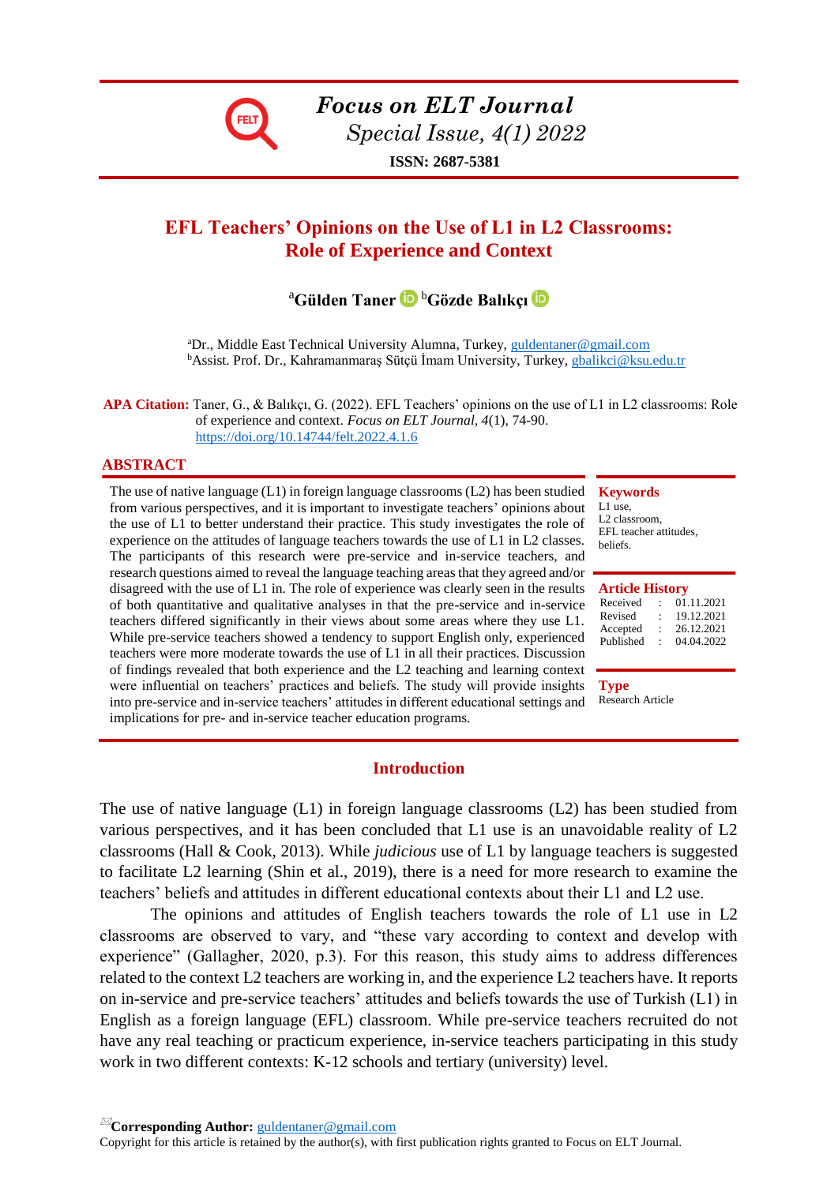# Focus on ELT Journal

*Special Issue, 4(1) 2022*

**ISSN: 2687-5381**

## EFL Teachers' Opinions on the Use of L1 in L2 Classrooms: Role of Experience and Context

[a]**Gülden Taner** [b]**Gözde Balıkçı**

[a]Dr., Middle East Technical University Alumna, Turkey, guldentaner@gmail.com
[b]Assist. Prof. Dr., Kahramanmaraş Sütçü İmam University, Turkey, gbalikci@ksu.edu.tr

**APA Citation:** Taner, G., & Balıkçı, G. (2022). EFL Teachers' opinions on the use of L1 in L2 classrooms: Role of experience and context. *Focus on ELT Journal*, *4*(1), 74-90. https://doi.org/10.14744/felt.2022.4.1.6

## ABSTRACT

The use of native language (L1) in foreign language classrooms (L2) has been studied from various perspectives, and it is important to investigate teachers' opinions about the use of L1 to better understand their practice. This study investigates the role of experience on the attitudes of language teachers towards the use of L1 in L2 classes. The participants of this research were pre-service and in-service teachers, and research questions aimed to reveal the language teaching areas that they agreed and/or disagreed with the use of L1 in. The role of experience was clearly seen in the results of both quantitative and qualitative analyses in that the pre-service and in-service teachers differed significantly in their views about some areas where they use L1. While pre-service teachers showed a tendency to support English only, experienced teachers were more moderate towards the use of L1 in all their practices. Discussion of findings revealed that both experience and the L2 teaching and learning context were influential on teachers' practices and beliefs. The study will provide insights into pre-service and in-service teachers' attitudes in different educational settings and implications for pre- and in-service teacher education programs.

**Keywords**
L1 use,
L2 classroom,
EFL teacher attitudes,
beliefs.

**Article History**

| | | |
|---|---|---|
| Received | : | 01.11.2021 |
| Revised | : | 19.12.2021 |
| Accepted | : | 26.12.2021 |
| Published | : | 04.04.2022 |

**Type**
Research Article

## Introduction

The use of native language (L1) in foreign language classrooms (L2) has been studied from various perspectives, and it has been concluded that L1 use is an unavoidable reality of L2 classrooms (Hall & Cook, 2013). While *judicious* use of L1 by language teachers is suggested to facilitate L2 learning (Shin et al., 2019), there is a need for more research to examine the teachers' beliefs and attitudes in different educational contexts about their L1 and L2 use.

The opinions and attitudes of English teachers towards the role of L1 use in L2 classrooms are observed to vary, and "these vary according to context and develop with experience" (Gallagher, 2020, p.3). For this reason, this study aims to address differences related to the context L2 teachers are working in, and the experience L2 teachers have. It reports on in-service and pre-service teachers' attitudes and beliefs towards the use of Turkish (L1) in English as a foreign language (EFL) classroom. While pre-service teachers recruited do not have any real teaching or practicum experience, in-service teachers participating in this study work in two different contexts: K-12 schools and tertiary (university) level.

**Corresponding Author:** guldentaner@gmail.com
Copyright for this article is retained by the author(s), with first publication rights granted to Focus on ELT Journal.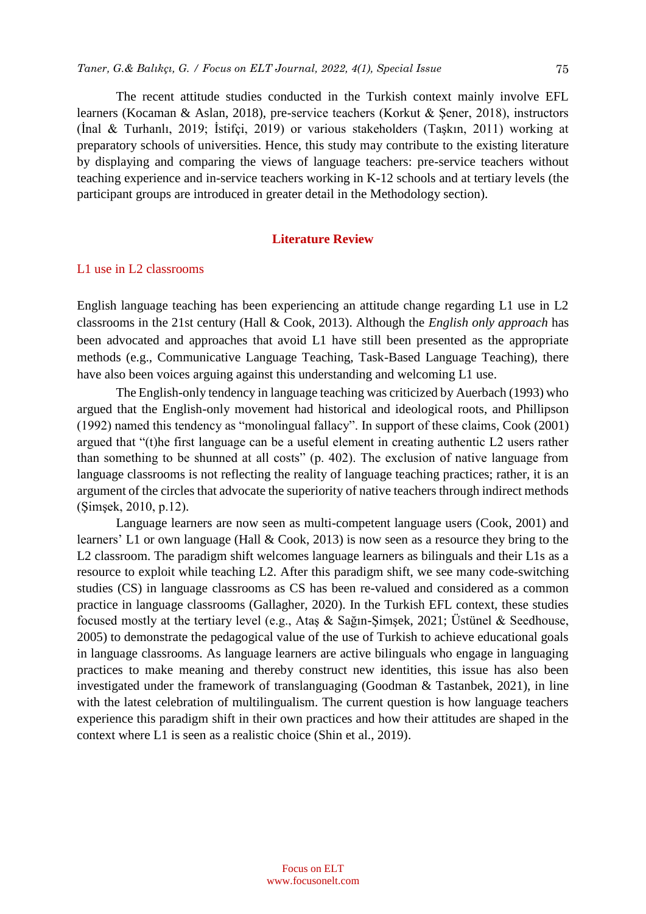The recent attitude studies conducted in the Turkish context mainly involve EFL learners (Kocaman & Aslan, 2018), pre-service teachers (Korkut & Şener, 2018), instructors (İnal & Turhanlı, 2019; İstifçi, 2019) or various stakeholders (Taşkın, 2011) working at preparatory schools of universities. Hence, this study may contribute to the existing literature by displaying and comparing the views of language teachers: pre-service teachers without teaching experience and in-service teachers working in K-12 schools and at tertiary levels (the participant groups are introduced in greater detail in the Methodology section).

## Literature Review

### L1 use in L2 classrooms

English language teaching has been experiencing an attitude change regarding L1 use in L2 classrooms in the 21st century (Hall & Cook, 2013). Although the *English only approach* has been advocated and approaches that avoid L1 have still been presented as the appropriate methods (e.g., Communicative Language Teaching, Task-Based Language Teaching), there have also been voices arguing against this understanding and welcoming L1 use.

The English-only tendency in language teaching was criticized by Auerbach (1993) who argued that the English-only movement had historical and ideological roots, and Phillipson (1992) named this tendency as "monolingual fallacy". In support of these claims, Cook (2001) argued that "(t)he first language can be a useful element in creating authentic L2 users rather than something to be shunned at all costs" (p. 402). The exclusion of native language from language classrooms is not reflecting the reality of language teaching practices; rather, it is an argument of the circles that advocate the superiority of native teachers through indirect methods (Şimşek, 2010, p.12).

Language learners are now seen as multi-competent language users (Cook, 2001) and learners' L1 or own language (Hall & Cook, 2013) is now seen as a resource they bring to the L2 classroom. The paradigm shift welcomes language learners as bilinguals and their L1s as a resource to exploit while teaching L2. After this paradigm shift, we see many code-switching studies (CS) in language classrooms as CS has been re-valued and considered as a common practice in language classrooms (Gallagher, 2020). In the Turkish EFL context, these studies focused mostly at the tertiary level (e.g., Ataş & Sağın-Şimşek, 2021; Üstünel & Seedhouse, 2005) to demonstrate the pedagogical value of the use of Turkish to achieve educational goals in language classrooms. As language learners are active bilinguals who engage in languaging practices to make meaning and thereby construct new identities, this issue has also been investigated under the framework of translanguaging (Goodman & Tastanbek, 2021), in line with the latest celebration of multilingualism. The current question is how language teachers experience this paradigm shift in their own practices and how their attitudes are shaped in the context where L1 is seen as a realistic choice (Shin et al., 2019).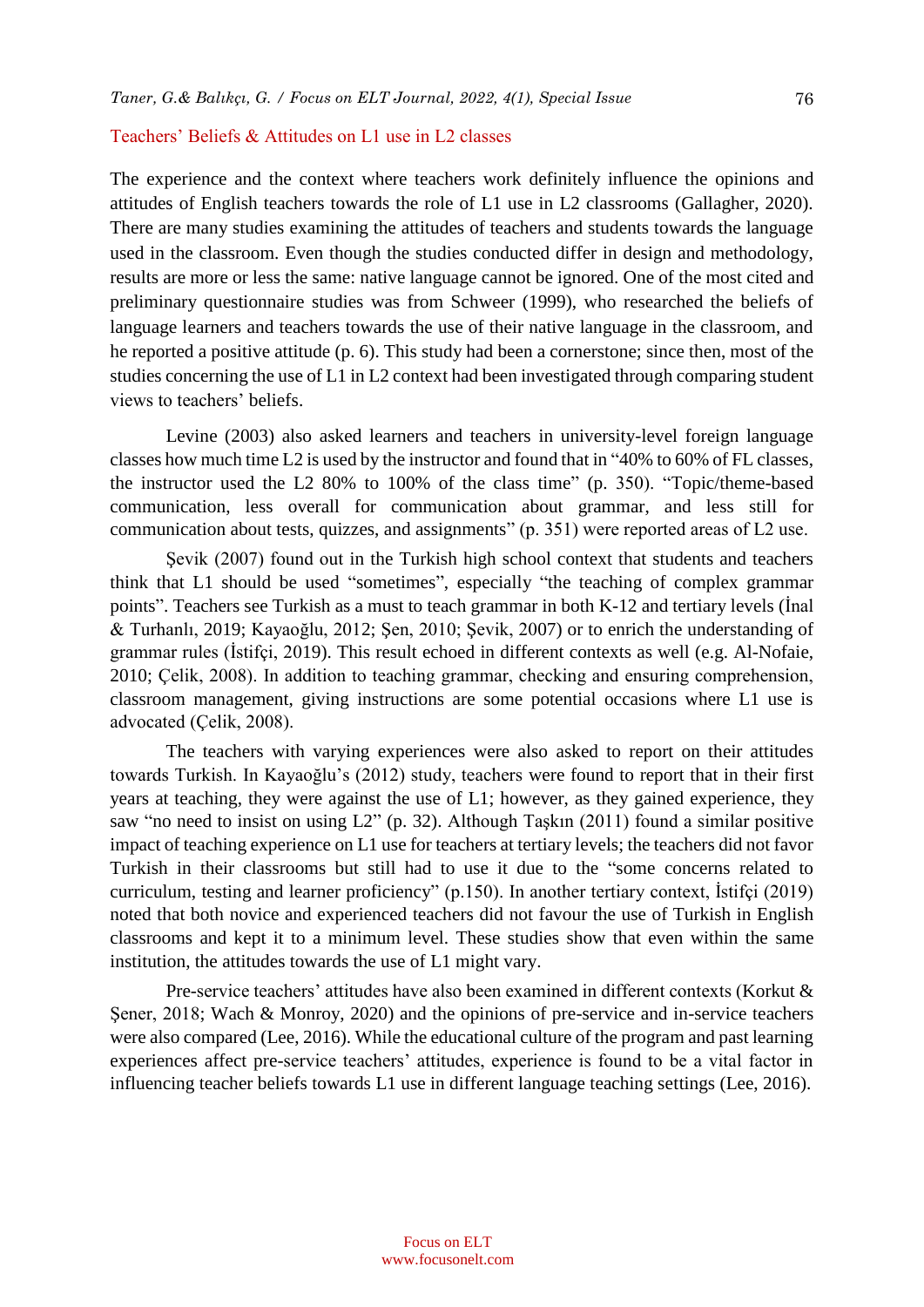## Teachers' Beliefs & Attitudes on L1 use in L2 classes

The experience and the context where teachers work definitely influence the opinions and attitudes of English teachers towards the role of L1 use in L2 classrooms (Gallagher, 2020). There are many studies examining the attitudes of teachers and students towards the language used in the classroom. Even though the studies conducted differ in design and methodology, results are more or less the same: native language cannot be ignored. One of the most cited and preliminary questionnaire studies was from Schweer (1999), who researched the beliefs of language learners and teachers towards the use of their native language in the classroom, and he reported a positive attitude (p. 6). This study had been a cornerstone; since then, most of the studies concerning the use of L1 in L2 context had been investigated through comparing student views to teachers' beliefs.

Levine (2003) also asked learners and teachers in university-level foreign language classes how much time L2 is used by the instructor and found that in "40% to 60% of FL classes, the instructor used the L2 80% to 100% of the class time" (p. 350). "Topic/theme-based communication, less overall for communication about grammar, and less still for communication about tests, quizzes, and assignments" (p. 351) were reported areas of L2 use.

Şevik (2007) found out in the Turkish high school context that students and teachers think that L1 should be used "sometimes", especially "the teaching of complex grammar points". Teachers see Turkish as a must to teach grammar in both K-12 and tertiary levels (İnal & Turhanlı, 2019; Kayaoğlu, 2012; Şen, 2010; Şevik, 2007) or to enrich the understanding of grammar rules (İstifçi, 2019). This result echoed in different contexts as well (e.g. Al-Nofaie, 2010; Çelik, 2008). In addition to teaching grammar, checking and ensuring comprehension, classroom management, giving instructions are some potential occasions where L1 use is advocated (Çelik, 2008).

The teachers with varying experiences were also asked to report on their attitudes towards Turkish. In Kayaoğlu's (2012) study, teachers were found to report that in their first years at teaching, they were against the use of L1; however, as they gained experience, they saw "no need to insist on using L2" (p. 32). Although Taşkın (2011) found a similar positive impact of teaching experience on L1 use for teachers at tertiary levels; the teachers did not favor Turkish in their classrooms but still had to use it due to the "some concerns related to curriculum, testing and learner proficiency" (p.150). In another tertiary context, İstifçi (2019) noted that both novice and experienced teachers did not favour the use of Turkish in English classrooms and kept it to a minimum level. These studies show that even within the same institution, the attitudes towards the use of L1 might vary.

Pre-service teachers' attitudes have also been examined in different contexts (Korkut & Şener, 2018; Wach & Monroy, 2020) and the opinions of pre-service and in-service teachers were also compared (Lee, 2016). While the educational culture of the program and past learning experiences affect pre-service teachers' attitudes, experience is found to be a vital factor in influencing teacher beliefs towards L1 use in different language teaching settings (Lee, 2016).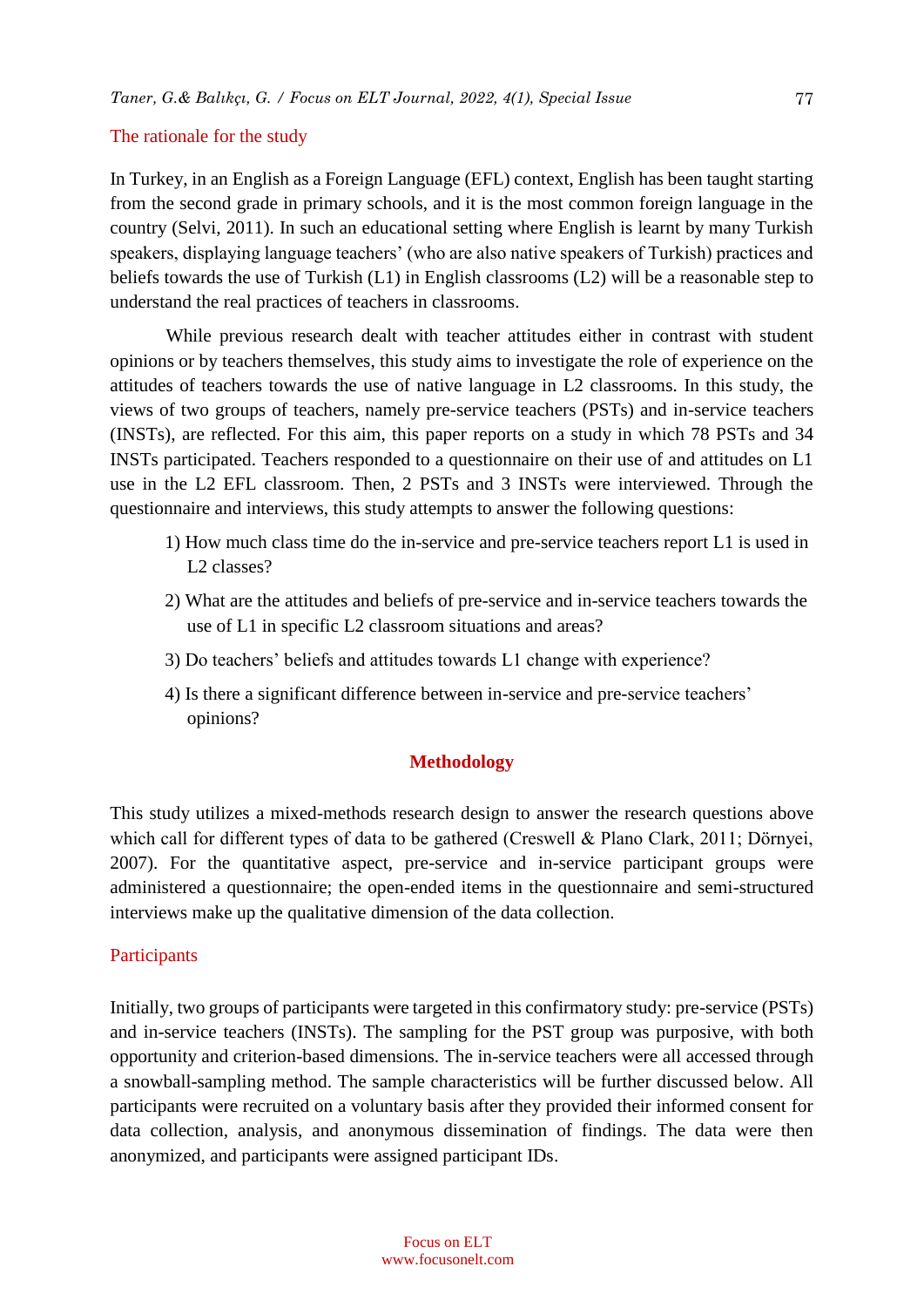### The rationale for the study

In Turkey, in an English as a Foreign Language (EFL) context, English has been taught starting from the second grade in primary schools, and it is the most common foreign language in the country (Selvi, 2011). In such an educational setting where English is learnt by many Turkish speakers, displaying language teachers' (who are also native speakers of Turkish) practices and beliefs towards the use of Turkish (L1) in English classrooms (L2) will be a reasonable step to understand the real practices of teachers in classrooms.

While previous research dealt with teacher attitudes either in contrast with student opinions or by teachers themselves, this study aims to investigate the role of experience on the attitudes of teachers towards the use of native language in L2 classrooms. In this study, the views of two groups of teachers, namely pre-service teachers (PSTs) and in-service teachers (INSTs), are reflected. For this aim, this paper reports on a study in which 78 PSTs and 34 INSTs participated. Teachers responded to a questionnaire on their use of and attitudes on L1 use in the L2 EFL classroom. Then, 2 PSTs and 3 INSTs were interviewed. Through the questionnaire and interviews, this study attempts to answer the following questions:

1) How much class time do the in-service and pre-service teachers report L1 is used in L2 classes?
2) What are the attitudes and beliefs of pre-service and in-service teachers towards the use of L1 in specific L2 classroom situations and areas?
3) Do teachers' beliefs and attitudes towards L1 change with experience?
4) Is there a significant difference between in-service and pre-service teachers' opinions?

## Methodology

This study utilizes a mixed-methods research design to answer the research questions above which call for different types of data to be gathered (Creswell & Plano Clark, 2011; Dörnyei, 2007). For the quantitative aspect, pre-service and in-service participant groups were administered a questionnaire; the open-ended items in the questionnaire and semi-structured interviews make up the qualitative dimension of the data collection.

### Participants

Initially, two groups of participants were targeted in this confirmatory study: pre-service (PSTs) and in-service teachers (INSTs). The sampling for the PST group was purposive, with both opportunity and criterion-based dimensions. The in-service teachers were all accessed through a snowball-sampling method. The sample characteristics will be further discussed below. All participants were recruited on a voluntary basis after they provided their informed consent for data collection, analysis, and anonymous dissemination of findings. The data were then anonymized, and participants were assigned participant IDs.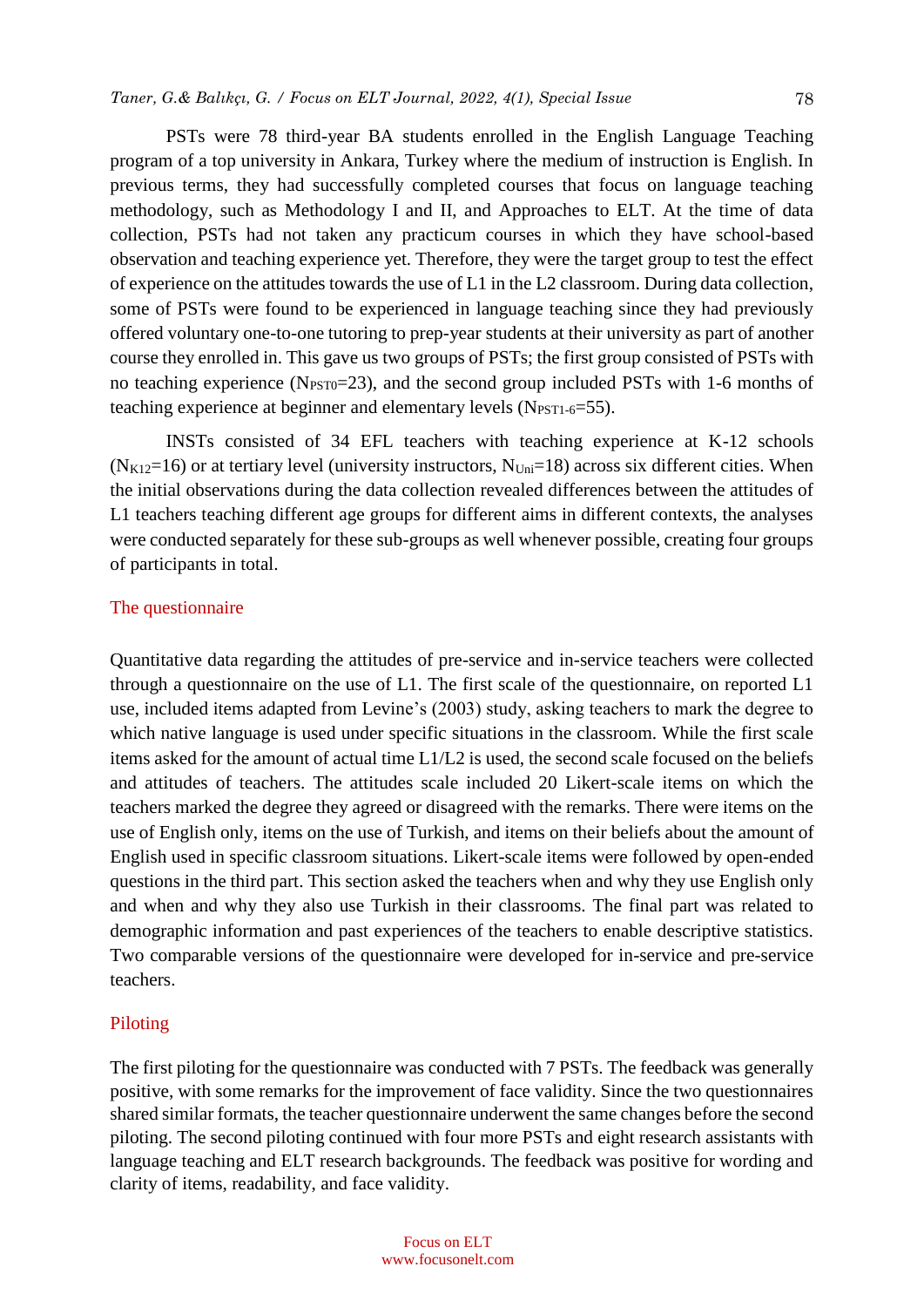PSTs were 78 third-year BA students enrolled in the English Language Teaching program of a top university in Ankara, Turkey where the medium of instruction is English. In previous terms, they had successfully completed courses that focus on language teaching methodology, such as Methodology I and II, and Approaches to ELT. At the time of data collection, PSTs had not taken any practicum courses in which they have school-based observation and teaching experience yet. Therefore, they were the target group to test the effect of experience on the attitudes towards the use of L1 in the L2 classroom. During data collection, some of PSTs were found to be experienced in language teaching since they had previously offered voluntary one-to-one tutoring to prep-year students at their university as part of another course they enrolled in. This gave us two groups of PSTs; the first group consisted of PSTs with no teaching experience ($N_{PST0}$=23), and the second group included PSTs with 1-6 months of teaching experience at beginner and elementary levels ($N_{PST1-6}$=55).

INSTs consisted of 34 EFL teachers with teaching experience at K-12 schools ($N_{K12}$=16) or at tertiary level (university instructors, $N_{Uni}$=18) across six different cities. When the initial observations during the data collection revealed differences between the attitudes of L1 teachers teaching different age groups for different aims in different contexts, the analyses were conducted separately for these sub-groups as well whenever possible, creating four groups of participants in total.

### The questionnaire

Quantitative data regarding the attitudes of pre-service and in-service teachers were collected through a questionnaire on the use of L1. The first scale of the questionnaire, on reported L1 use, included items adapted from Levine's (2003) study, asking teachers to mark the degree to which native language is used under specific situations in the classroom. While the first scale items asked for the amount of actual time L1/L2 is used, the second scale focused on the beliefs and attitudes of teachers. The attitudes scale included 20 Likert-scale items on which the teachers marked the degree they agreed or disagreed with the remarks. There were items on the use of English only, items on the use of Turkish, and items on their beliefs about the amount of English used in specific classroom situations. Likert-scale items were followed by open-ended questions in the third part. This section asked the teachers when and why they use English only and when and why they also use Turkish in their classrooms. The final part was related to demographic information and past experiences of the teachers to enable descriptive statistics. Two comparable versions of the questionnaire were developed for in-service and pre-service teachers.

### Piloting

The first piloting for the questionnaire was conducted with 7 PSTs. The feedback was generally positive, with some remarks for the improvement of face validity. Since the two questionnaires shared similar formats, the teacher questionnaire underwent the same changes before the second piloting. The second piloting continued with four more PSTs and eight research assistants with language teaching and ELT research backgrounds. The feedback was positive for wording and clarity of items, readability, and face validity.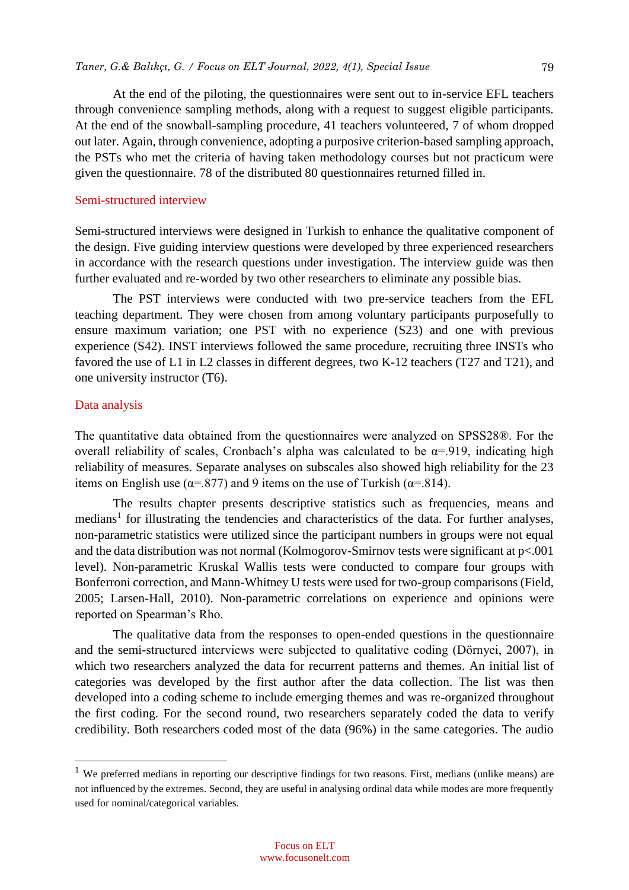At the end of the piloting, the questionnaires were sent out to in-service EFL teachers through convenience sampling methods, along with a request to suggest eligible participants. At the end of the snowball-sampling procedure, 41 teachers volunteered, 7 of whom dropped out later. Again, through convenience, adopting a purposive criterion-based sampling approach, the PSTs who met the criteria of having taken methodology courses but not practicum were given the questionnaire. 78 of the distributed 80 questionnaires returned filled in.

### Semi-structured interview

Semi-structured interviews were designed in Turkish to enhance the qualitative component of the design. Five guiding interview questions were developed by three experienced researchers in accordance with the research questions under investigation. The interview guide was then further evaluated and re-worded by two other researchers to eliminate any possible bias.

The PST interviews were conducted with two pre-service teachers from the EFL teaching department. They were chosen from among voluntary participants purposefully to ensure maximum variation; one PST with no experience (S23) and one with previous experience (S42). INST interviews followed the same procedure, recruiting three INSTs who favored the use of L1 in L2 classes in different degrees, two K-12 teachers (T27 and T21), and one university instructor (T6).

### Data analysis

The quantitative data obtained from the questionnaires were analyzed on SPSS28®. For the overall reliability of scales, Cronbach's alpha was calculated to be $\alpha$=.919, indicating high reliability of measures. Separate analyses on subscales also showed high reliability for the 23 items on English use ($\alpha$=.877) and 9 items on the use of Turkish ($\alpha$=.814).

The results chapter presents descriptive statistics such as frequencies, means and medians[1] for illustrating the tendencies and characteristics of the data. For further analyses, non-parametric statistics were utilized since the participant numbers in groups were not equal and the data distribution was not normal (Kolmogorov-Smirnov tests were significant at $p<.001$ level). Non-parametric Kruskal Wallis tests were conducted to compare four groups with Bonferroni correction, and Mann-Whitney U tests were used for two-group comparisons (Field, 2005; Larsen-Hall, 2010). Non-parametric correlations on experience and opinions were reported on Spearman's Rho.

The qualitative data from the responses to open-ended questions in the questionnaire and the semi-structured interviews were subjected to qualitative coding (Dörnyei, 2007), in which two researchers analyzed the data for recurrent patterns and themes. An initial list of categories was developed by the first author after the data collection. The list was then developed into a coding scheme to include emerging themes and was re-organized throughout the first coding. For the second round, two researchers separately coded the data to verify credibility. Both researchers coded most of the data (96%) in the same categories. The audio

[1] We preferred medians in reporting our descriptive findings for two reasons. First, medians (unlike means) are not influenced by the extremes. Second, they are useful in analysing ordinal data while modes are more frequently used for nominal/categorical variables.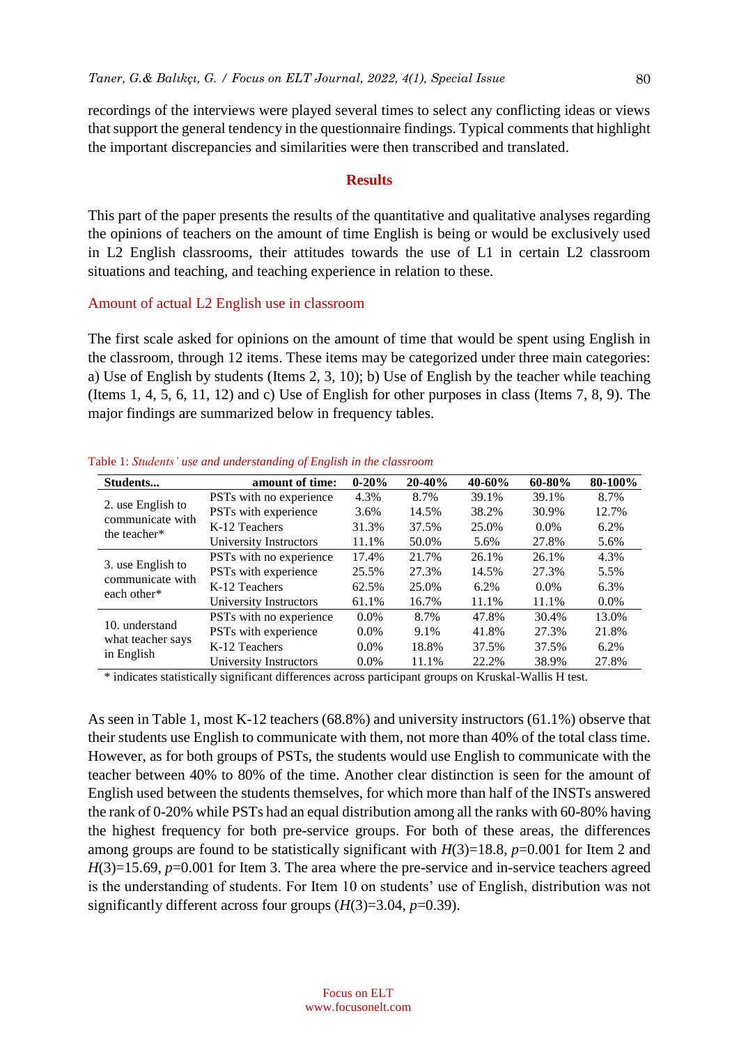recordings of the interviews were played several times to select any conflicting ideas or views that support the general tendency in the questionnaire findings. Typical comments that highlight the important discrepancies and similarities were then transcribed and translated.

## Results

This part of the paper presents the results of the quantitative and qualitative analyses regarding the opinions of teachers on the amount of time English is being or would be exclusively used in L2 English classrooms, their attitudes towards the use of L1 in certain L2 classroom situations and teaching, and teaching experience in relation to these.

### Amount of actual L2 English use in classroom

The first scale asked for opinions on the amount of time that would be spent using English in the classroom, through 12 items. These items may be categorized under three main categories: a) Use of English by students (Items 2, 3, 10); b) Use of English by the teacher while teaching (Items 1, 4, 5, 6, 11, 12) and c) Use of English for other purposes in class (Items 7, 8, 9). The major findings are summarized below in frequency tables.

Table 1: *Students' use and understanding of English in the classroom*

| Students... | amount of time: | 0-20% | 20-40% | 40-60% | 60-80% | 80-100% |
|---|---|---|---|---|---|---|
| 2. use English to communicate with the teacher* | PSTs with no experience | 4.3% | 8.7% | 39.1% | 39.1% | 8.7% |
| | PSTs with experience | 3.6% | 14.5% | 38.2% | 30.9% | 12.7% |
| | K-12 Teachers | 31.3% | 37.5% | 25.0% | 0.0% | 6.2% |
| | University Instructors | 11.1% | 50.0% | 5.6% | 27.8% | 5.6% |
| 3. use English to communicate with each other* | PSTs with no experience | 17.4% | 21.7% | 26.1% | 26.1% | 4.3% |
| | PSTs with experience | 25.5% | 27.3% | 14.5% | 27.3% | 5.5% |
| | K-12 Teachers | 62.5% | 25.0% | 6.2% | 0.0% | 6.3% |
| | University Instructors | 61.1% | 16.7% | 11.1% | 11.1% | 0.0% |
| 10. understand what teacher says in English | PSTs with no experience | 0.0% | 8.7% | 47.8% | 30.4% | 13.0% |
| | PSTs with experience | 0.0% | 9.1% | 41.8% | 27.3% | 21.8% |
| | K-12 Teachers | 0.0% | 18.8% | 37.5% | 37.5% | 6.2% |
| | University Instructors | 0.0% | 11.1% | 22.2% | 38.9% | 27.8% |

\* indicates statistically significant differences across participant groups on Kruskal-Wallis H test.

As seen in Table 1, most K-12 teachers (68.8%) and university instructors (61.1%) observe that their students use English to communicate with them, not more than 40% of the total class time. However, as for both groups of PSTs, the students would use English to communicate with the teacher between 40% to 80% of the time. Another clear distinction is seen for the amount of English used between the students themselves, for which more than half of the INSTs answered the rank of 0-20% while PSTs had an equal distribution among all the ranks with 60-80% having the highest frequency for both pre-service groups. For both of these areas, the differences among groups are found to be statistically significant with $H(3)=18.8$, $p=0.001$ for Item 2 and $H(3)=15.69$, $p=0.001$ for Item 3. The area where the pre-service and in-service teachers agreed is the understanding of students. For Item 10 on students' use of English, distribution was not significantly different across four groups ($H(3)=3.04$, $p=0.39$).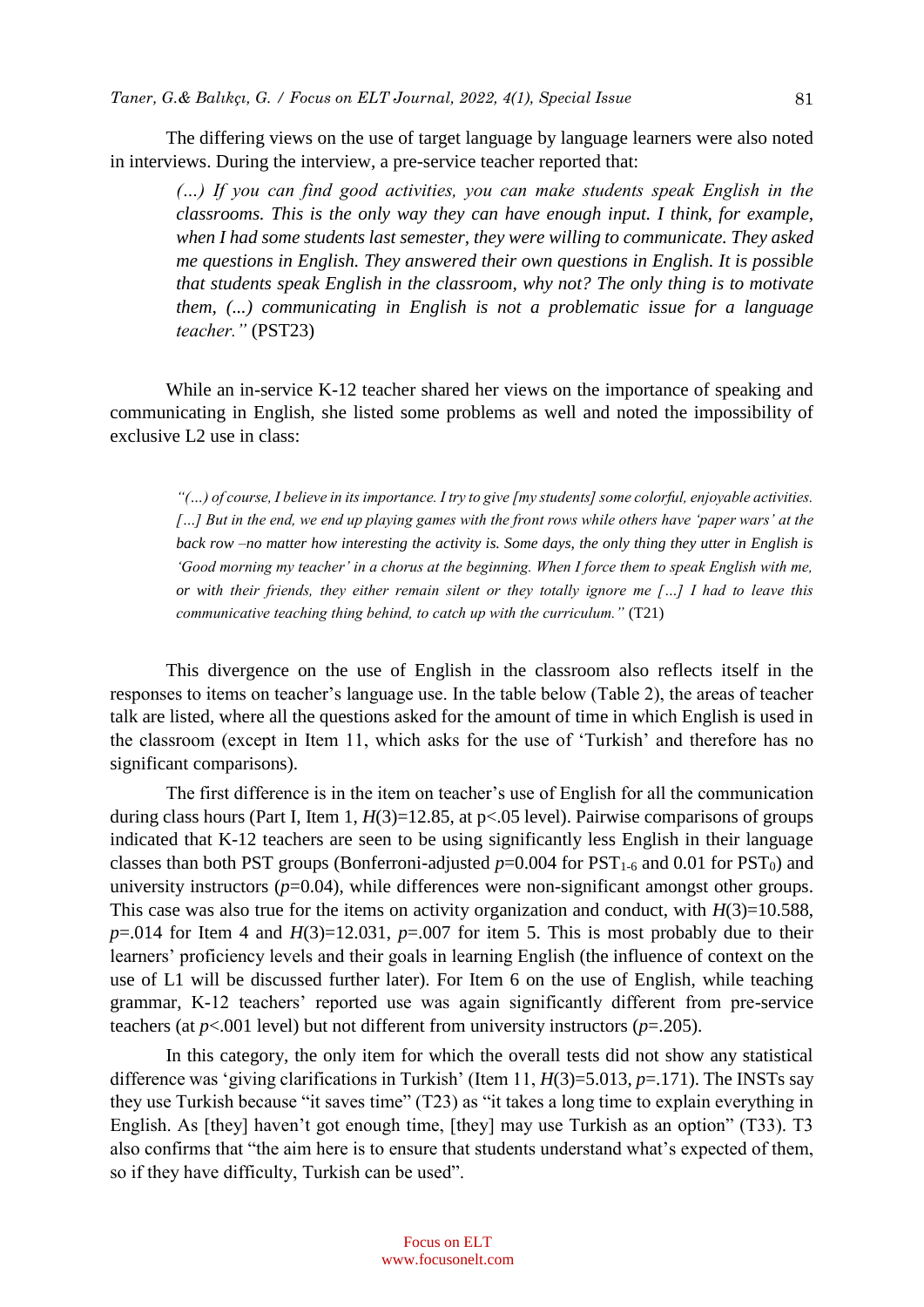The differing views on the use of target language by language learners were also noted in interviews. During the interview, a pre-service teacher reported that:

> *(…) If you can find good activities, you can make students speak English in the classrooms. This is the only way they can have enough input. I think, for example, when I had some students last semester, they were willing to communicate. They asked me questions in English. They answered their own questions in English. It is possible that students speak English in the classroom, why not? The only thing is to motivate them, (...) communicating in English is not a problematic issue for a language teacher."* (PST23)

While an in-service K-12 teacher shared her views on the importance of speaking and communicating in English, she listed some problems as well and noted the impossibility of exclusive L2 use in class:

> *"(…) of course, I believe in its importance. I try to give [my students] some colorful, enjoyable activities. […] But in the end, we end up playing games with the front rows while others have 'paper wars' at the back row –no matter how interesting the activity is. Some days, the only thing they utter in English is 'Good morning my teacher' in a chorus at the beginning. When I force them to speak English with me, or with their friends, they either remain silent or they totally ignore me […] I had to leave this communicative teaching thing behind, to catch up with the curriculum."* (T21)

This divergence on the use of English in the classroom also reflects itself in the responses to items on teacher's language use. In the table below (Table 2), the areas of teacher talk are listed, where all the questions asked for the amount of time in which English is used in the classroom (except in Item 11, which asks for the use of 'Turkish' and therefore has no significant comparisons).

The first difference is in the item on teacher's use of English for all the communication during class hours (Part I, Item 1, $H(3)=12.85$, at $p<.05$ level). Pairwise comparisons of groups indicated that K-12 teachers are seen to be using significantly less English in their language classes than both PST groups (Bonferroni-adjusted $p=0.004$ for $PST_{1\text{-}6}$ and 0.01 for $PST_0$) and university instructors ($p=0.04$), while differences were non-significant amongst other groups. This case was also true for the items on activity organization and conduct, with $H(3)=10.588$, $p=.014$ for Item 4 and $H(3)=12.031$, $p=.007$ for item 5. This is most probably due to their learners' proficiency levels and their goals in learning English (the influence of context on the use of L1 will be discussed further later). For Item 6 on the use of English, while teaching grammar, K-12 teachers' reported use was again significantly different from pre-service teachers (at $p<.001$ level) but not different from university instructors ($p=.205$).

In this category, the only item for which the overall tests did not show any statistical difference was 'giving clarifications in Turkish' (Item 11, $H(3)=5.013$, $p=.171$). The INSTs say they use Turkish because "it saves time" (T23) as "it takes a long time to explain everything in English. As [they] haven't got enough time, [they] may use Turkish as an option" (T33). T3 also confirms that "the aim here is to ensure that students understand what's expected of them, so if they have difficulty, Turkish can be used".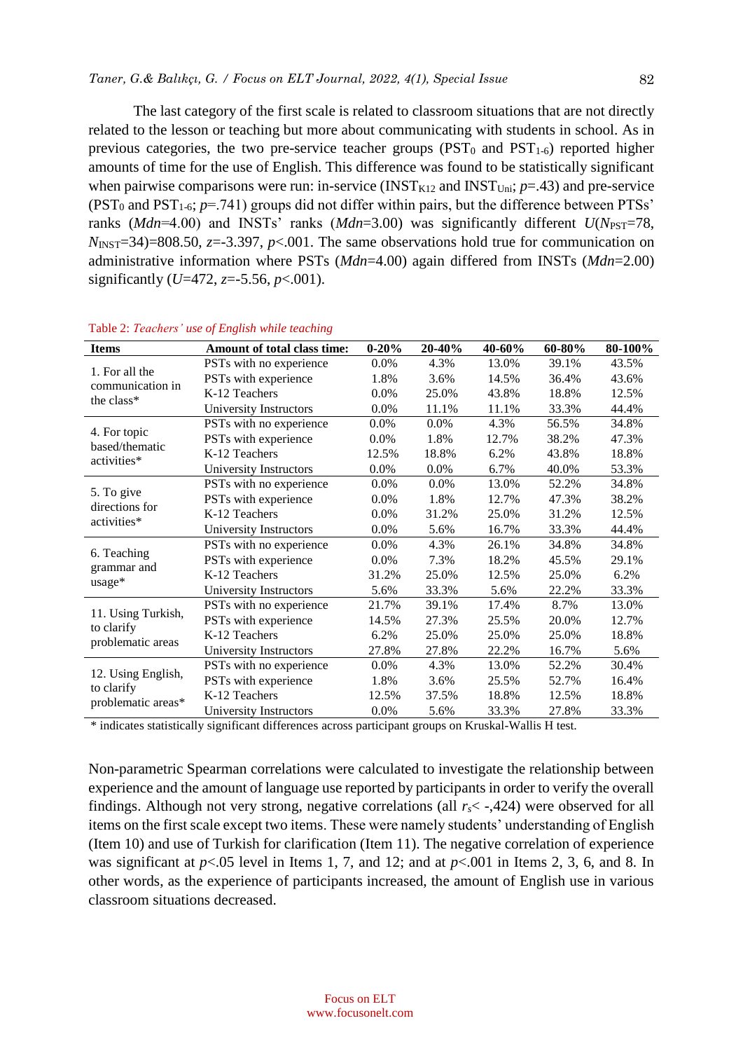The last category of the first scale is related to classroom situations that are not directly related to the lesson or teaching but more about communicating with students in school. As in previous categories, the two pre-service teacher groups ($PST_0$ and $PST_{1\text{-}6}$) reported higher amounts of time for the use of English. This difference was found to be statistically significant when pairwise comparisons were run: in-service ($INST_{K12}$ and $INST_{Uni}$; $p$=.43) and pre-service ($PST_0$ and $PST_{1\text{-}6}$; $p$=.741) groups did not differ within pairs, but the difference between PTSs' ranks (*Mdn*=4.00) and INSTs' ranks (*Mdn*=3.00) was significantly different $U(N_{PST}=78, N_{INST}=34)=808.50$, $z=-3.397$, $p<.001$. The same observations hold true for communication on administrative information where PSTs (*Mdn*=4.00) again differed from INSTs (*Mdn*=2.00) significantly ($U$=472, $z$=-5.56, $p$<.001).

Table 2: *Teachers' use of English while teaching*

| Items | Amount of total class time: | 0-20% | 20-40% | 40-60% | 60-80% | 80-100% |
|---|---|---|---|---|---|---|
| 1. For all the communication in the class* | PSTs with no experience | 0.0% | 4.3% | 13.0% | 39.1% | 43.5% |
| | PSTs with experience | 1.8% | 3.6% | 14.5% | 36.4% | 43.6% |
| | K-12 Teachers | 0.0% | 25.0% | 43.8% | 18.8% | 12.5% |
| | University Instructors | 0.0% | 11.1% | 11.1% | 33.3% | 44.4% |
| 4. For topic based/thematic activities* | PSTs with no experience | 0.0% | 0.0% | 4.3% | 56.5% | 34.8% |
| | PSTs with experience | 0.0% | 1.8% | 12.7% | 38.2% | 47.3% |
| | K-12 Teachers | 12.5% | 18.8% | 6.2% | 43.8% | 18.8% |
| | University Instructors | 0.0% | 0.0% | 6.7% | 40.0% | 53.3% |
| 5. To give directions for activities* | PSTs with no experience | 0.0% | 0.0% | 13.0% | 52.2% | 34.8% |
| | PSTs with experience | 0.0% | 1.8% | 12.7% | 47.3% | 38.2% |
| | K-12 Teachers | 0.0% | 31.2% | 25.0% | 31.2% | 12.5% |
| | University Instructors | 0.0% | 5.6% | 16.7% | 33.3% | 44.4% |
| 6. Teaching grammar and usage* | PSTs with no experience | 0.0% | 4.3% | 26.1% | 34.8% | 34.8% |
| | PSTs with experience | 0.0% | 7.3% | 18.2% | 45.5% | 29.1% |
| | K-12 Teachers | 31.2% | 25.0% | 12.5% | 25.0% | 6.2% |
| | University Instructors | 5.6% | 33.3% | 5.6% | 22.2% | 33.3% |
| 11. Using Turkish, to clarify problematic areas | PSTs with no experience | 21.7% | 39.1% | 17.4% | 8.7% | 13.0% |
| | PSTs with experience | 14.5% | 27.3% | 25.5% | 20.0% | 12.7% |
| | K-12 Teachers | 6.2% | 25.0% | 25.0% | 25.0% | 18.8% |
| | University Instructors | 27.8% | 27.8% | 22.2% | 16.7% | 5.6% |
| 12. Using English, to clarify problematic areas* | PSTs with no experience | 0.0% | 4.3% | 13.0% | 52.2% | 30.4% |
| | PSTs with experience | 1.8% | 3.6% | 25.5% | 52.7% | 16.4% |
| | K-12 Teachers | 12.5% | 37.5% | 18.8% | 12.5% | 18.8% |
| | University Instructors | 0.0% | 5.6% | 33.3% | 27.8% | 33.3% |

\* indicates statistically significant differences across participant groups on Kruskal-Wallis H test.

Non-parametric Spearman correlations were calculated to investigate the relationship between experience and the amount of language use reported by participants in order to verify the overall findings. Although not very strong, negative correlations (all $r_s$< -,424) were observed for all items on the first scale except two items. These were namely students' understanding of English (Item 10) and use of Turkish for clarification (Item 11). The negative correlation of experience was significant at $p$<.05 level in Items 1, 7, and 12; and at $p$<.001 in Items 2, 3, 6, and 8. In other words, as the experience of participants increased, the amount of English use in various classroom situations decreased.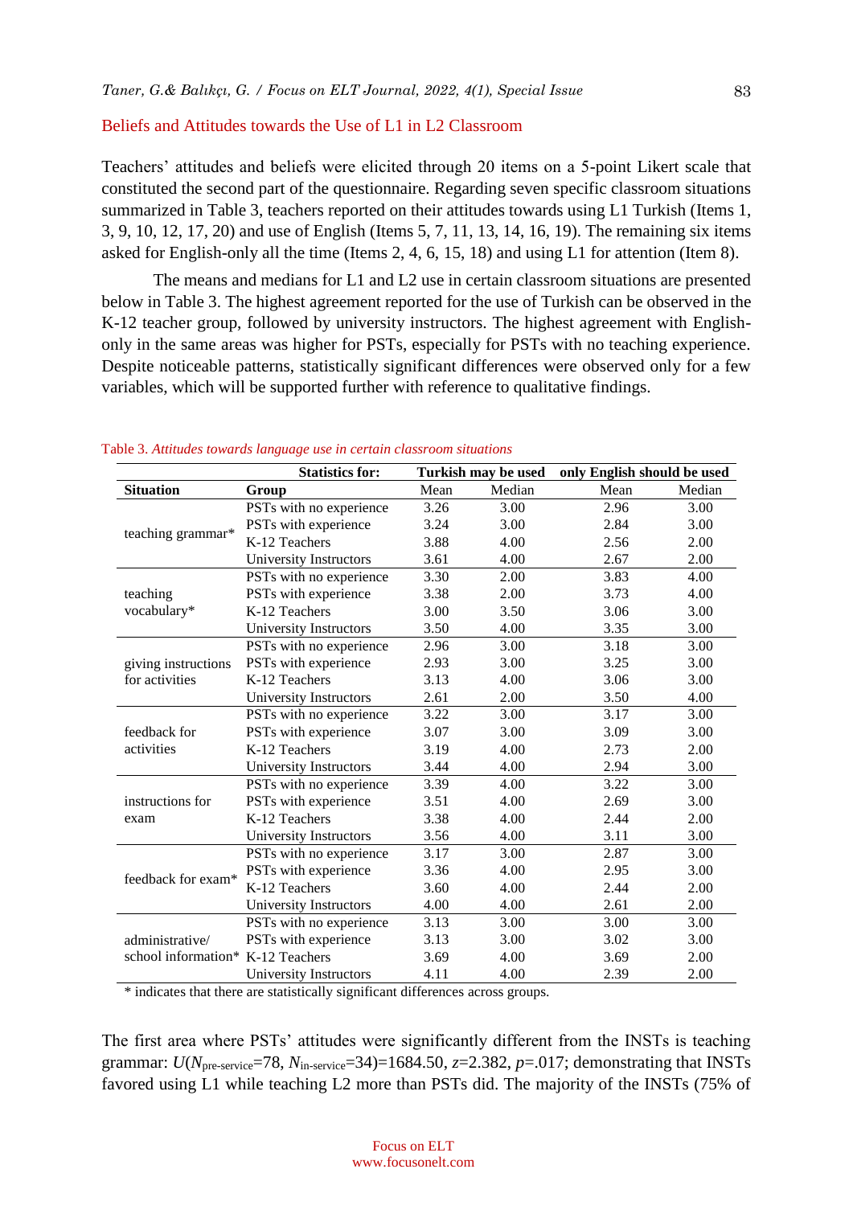## Beliefs and Attitudes towards the Use of L1 in L2 Classroom

Teachers' attitudes and beliefs were elicited through 20 items on a 5-point Likert scale that constituted the second part of the questionnaire. Regarding seven specific classroom situations summarized in Table 3, teachers reported on their attitudes towards using L1 Turkish (Items 1, 3, 9, 10, 12, 17, 20) and use of English (Items 5, 7, 11, 13, 14, 16, 19). The remaining six items asked for English-only all the time (Items 2, 4, 6, 15, 18) and using L1 for attention (Item 8).

The means and medians for L1 and L2 use in certain classroom situations are presented below in Table 3. The highest agreement reported for the use of Turkish can be observed in the K-12 teacher group, followed by university instructors. The highest agreement with English-only in the same areas was higher for PSTs, especially for PSTs with no teaching experience. Despite noticeable patterns, statistically significant differences were observed only for a few variables, which will be supported further with reference to qualitative findings.

Table 3. *Attitudes towards language use in certain classroom situations*

| | **Statistics for:** | **Turkish may be used** | | **only English should be used** | |
|---|---|---|---|---|---|
| **Situation** | **Group** | Mean | Median | Mean | Median |
| teaching grammar* | PSTs with no experience | 3.26 | 3.00 | 2.96 | 3.00 |
| | PSTs with experience | 3.24 | 3.00 | 2.84 | 3.00 |
| | K-12 Teachers | 3.88 | 4.00 | 2.56 | 2.00 |
| | University Instructors | 3.61 | 4.00 | 2.67 | 2.00 |
| teaching vocabulary* | PSTs with no experience | 3.30 | 2.00 | 3.83 | 4.00 |
| | PSTs with experience | 3.38 | 2.00 | 3.73 | 4.00 |
| | K-12 Teachers | 3.00 | 3.50 | 3.06 | 3.00 |
| | University Instructors | 3.50 | 4.00 | 3.35 | 3.00 |
| giving instructions for activities | PSTs with no experience | 2.96 | 3.00 | 3.18 | 3.00 |
| | PSTs with experience | 2.93 | 3.00 | 3.25 | 3.00 |
| | K-12 Teachers | 3.13 | 4.00 | 3.06 | 3.00 |
| | University Instructors | 2.61 | 2.00 | 3.50 | 4.00 |
| feedback for activities | PSTs with no experience | 3.22 | 3.00 | 3.17 | 3.00 |
| | PSTs with experience | 3.07 | 3.00 | 3.09 | 3.00 |
| | K-12 Teachers | 3.19 | 4.00 | 2.73 | 2.00 |
| | University Instructors | 3.44 | 4.00 | 2.94 | 3.00 |
| instructions for exam | PSTs with no experience | 3.39 | 4.00 | 3.22 | 3.00 |
| | PSTs with experience | 3.51 | 4.00 | 2.69 | 3.00 |
| | K-12 Teachers | 3.38 | 4.00 | 2.44 | 2.00 |
| | University Instructors | 3.56 | 4.00 | 3.11 | 3.00 |
| feedback for exam* | PSTs with no experience | 3.17 | 3.00 | 2.87 | 3.00 |
| | PSTs with experience | 3.36 | 4.00 | 2.95 | 3.00 |
| | K-12 Teachers | 3.60 | 4.00 | 2.44 | 2.00 |
| | University Instructors | 4.00 | 4.00 | 2.61 | 2.00 |
| administrative/ school information* | PSTs with no experience | 3.13 | 3.00 | 3.00 | 3.00 |
| | PSTs with experience | 3.13 | 3.00 | 3.02 | 3.00 |
| | K-12 Teachers | 3.69 | 4.00 | 3.69 | 2.00 |
| | University Instructors | 4.11 | 4.00 | 2.39 | 2.00 |

\* indicates that there are statistically significant differences across groups.

The first area where PSTs' attitudes were significantly different from the INSTs is teaching grammar: $U(N_{\text{pre-service}}=78, N_{\text{in-service}}=34)=1684.50$, $z=2.382$, $p=.017$; demonstrating that INSTs favored using L1 while teaching L2 more than PSTs did. The majority of the INSTs (75% of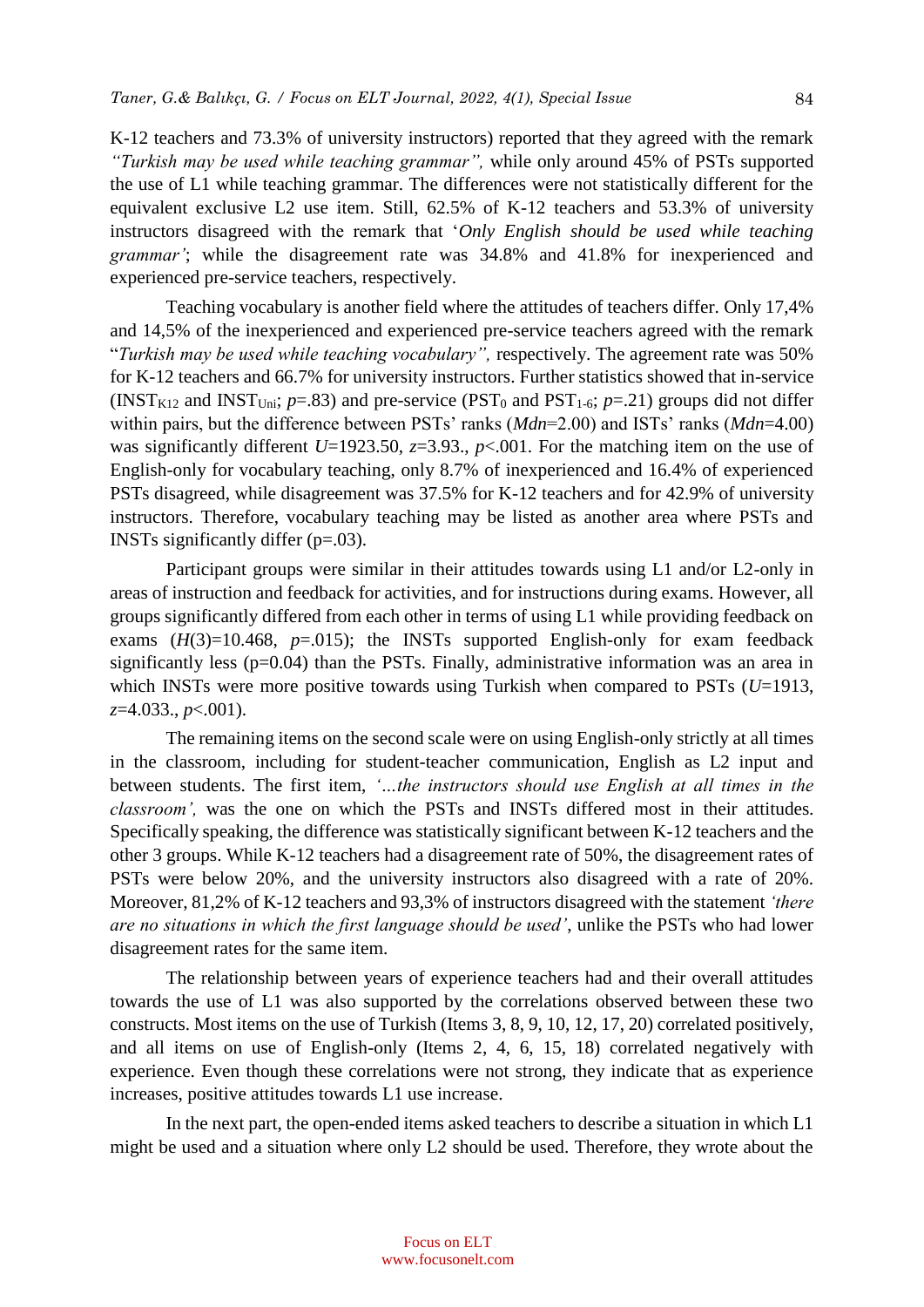K-12 teachers and 73.3% of university instructors) reported that they agreed with the remark *"Turkish may be used while teaching grammar",* while only around 45% of PSTs supported the use of L1 while teaching grammar. The differences were not statistically different for the equivalent exclusive L2 use item. Still, 62.5% of K-12 teachers and 53.3% of university instructors disagreed with the remark that '*Only English should be used while teaching grammar'*; while the disagreement rate was 34.8% and 41.8% for inexperienced and experienced pre-service teachers, respectively.

Teaching vocabulary is another field where the attitudes of teachers differ. Only 17,4% and 14,5% of the inexperienced and experienced pre-service teachers agreed with the remark "*Turkish may be used while teaching vocabulary",* respectively. The agreement rate was 50% for K-12 teachers and 66.7% for university instructors. Further statistics showed that in-service ($INST_{K12}$ and $INST_{Uni}$; $p$=.83) and pre-service ($PST_0$ and $PST_{1-6}$; $p$=.21) groups did not differ within pairs, but the difference between PSTs' ranks (*Mdn*=2.00) and ISTs' ranks (*Mdn*=4.00) was significantly different $U$=1923.50, $z$=3.93., $p$<.001. For the matching item on the use of English-only for vocabulary teaching, only 8.7% of inexperienced and 16.4% of experienced PSTs disagreed, while disagreement was 37.5% for K-12 teachers and for 42.9% of university instructors. Therefore, vocabulary teaching may be listed as another area where PSTs and INSTs significantly differ (p=.03).

Participant groups were similar in their attitudes towards using L1 and/or L2-only in areas of instruction and feedback for activities, and for instructions during exams. However, all groups significantly differed from each other in terms of using L1 while providing feedback on exams ($H$(3)=10.468, $p$=.015); the INSTs supported English-only for exam feedback significantly less (p=0.04) than the PSTs. Finally, administrative information was an area in which INSTs were more positive towards using Turkish when compared to PSTs ($U$=1913, $z$=4.033., $p$<.001).

The remaining items on the second scale were on using English-only strictly at all times in the classroom, including for student-teacher communication, English as L2 input and between students. The first item, *'...the instructors should use English at all times in the classroom',* was the one on which the PSTs and INSTs differed most in their attitudes. Specifically speaking, the difference was statistically significant between K-12 teachers and the other 3 groups. While K-12 teachers had a disagreement rate of 50%, the disagreement rates of PSTs were below 20%, and the university instructors also disagreed with a rate of 20%. Moreover, 81,2% of K-12 teachers and 93,3% of instructors disagreed with the statement *'there are no situations in which the first language should be used'*, unlike the PSTs who had lower disagreement rates for the same item.

The relationship between years of experience teachers had and their overall attitudes towards the use of L1 was also supported by the correlations observed between these two constructs. Most items on the use of Turkish (Items 3, 8, 9, 10, 12, 17, 20) correlated positively, and all items on use of English-only (Items 2, 4, 6, 15, 18) correlated negatively with experience. Even though these correlations were not strong, they indicate that as experience increases, positive attitudes towards L1 use increase.

In the next part, the open-ended items asked teachers to describe a situation in which L1 might be used and a situation where only L2 should be used. Therefore, they wrote about the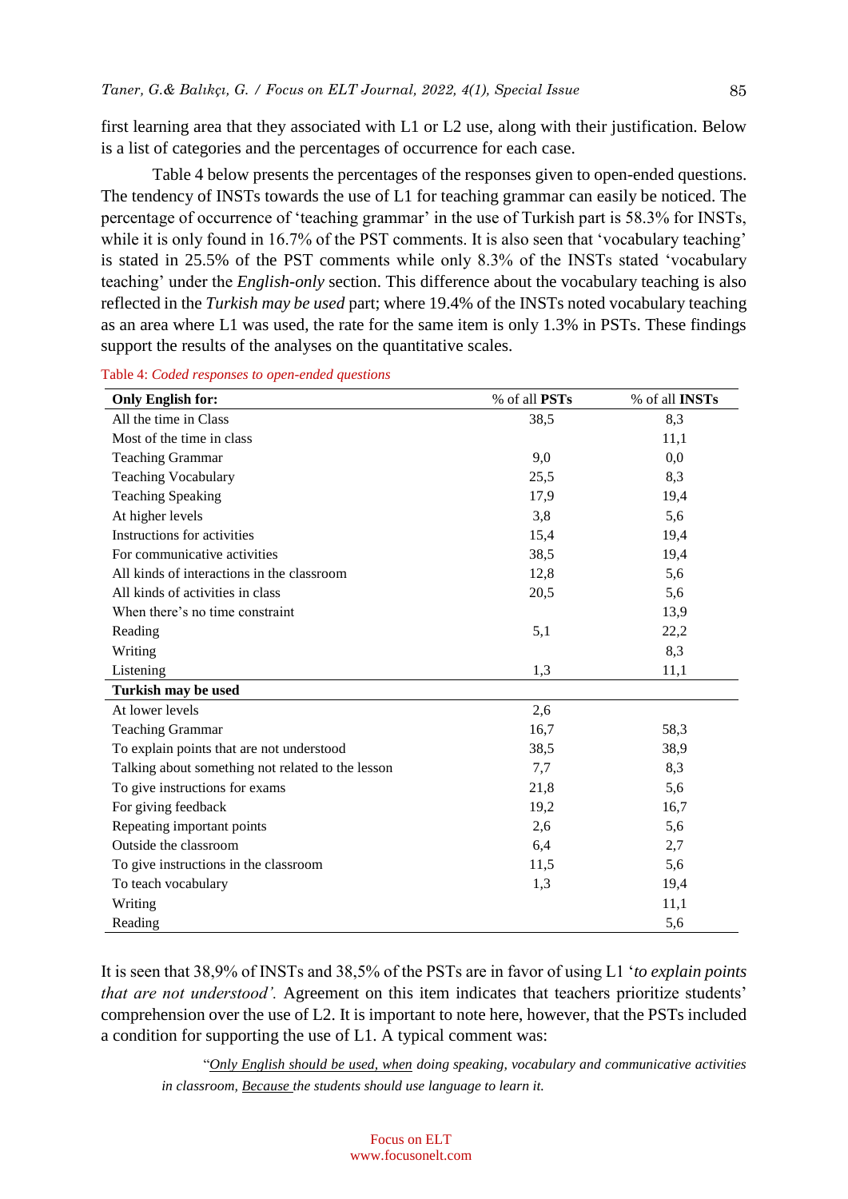first learning area that they associated with L1 or L2 use, along with their justification. Below is a list of categories and the percentages of occurrence for each case.

Table 4 below presents the percentages of the responses given to open-ended questions. The tendency of INSTs towards the use of L1 for teaching grammar can easily be noticed. The percentage of occurrence of 'teaching grammar' in the use of Turkish part is 58.3% for INSTs, while it is only found in 16.7% of the PST comments. It is also seen that 'vocabulary teaching' is stated in 25.5% of the PST comments while only 8.3% of the INSTs stated 'vocabulary teaching' under the *English-only* section. This difference about the vocabulary teaching is also reflected in the *Turkish may be used* part; where 19.4% of the INSTs noted vocabulary teaching as an area where L1 was used, the rate for the same item is only 1.3% in PSTs. These findings support the results of the analyses on the quantitative scales.

Table 4: *Coded responses to open-ended questions*

| **Only English for:** | % of all **PSTs** | % of all **INSTs** |
|---|---|---|
| All the time in Class | 38,5 | 8,3 |
| Most of the time in class | | 11,1 |
| Teaching Grammar | 9,0 | 0,0 |
| Teaching Vocabulary | 25,5 | 8,3 |
| Teaching Speaking | 17,9 | 19,4 |
| At higher levels | 3,8 | 5,6 |
| Instructions for activities | 15,4 | 19,4 |
| For communicative activities | 38,5 | 19,4 |
| All kinds of interactions in the classroom | 12,8 | 5,6 |
| All kinds of activities in class | 20,5 | 5,6 |
| When there's no time constraint | | 13,9 |
| Reading | 5,1 | 22,2 |
| Writing | | 8,3 |
| Listening | 1,3 | 11,1 |
| **Turkish may be used** | | |
| At lower levels | 2,6 | |
| Teaching Grammar | 16,7 | 58,3 |
| To explain points that are not understood | 38,5 | 38,9 |
| Talking about something not related to the lesson | 7,7 | 8,3 |
| To give instructions for exams | 21,8 | 5,6 |
| For giving feedback | 19,2 | 16,7 |
| Repeating important points | 2,6 | 5,6 |
| Outside the classroom | 6,4 | 2,7 |
| To give instructions in the classroom | 11,5 | 5,6 |
| To teach vocabulary | 1,3 | 19,4 |
| Writing | | 11,1 |
| Reading | | 5,6 |

It is seen that 38,9% of INSTs and 38,5% of the PSTs are in favor of using L1 '*to explain points that are not understood'.* Agreement on this item indicates that teachers prioritize students' comprehension over the use of L2. It is important to note here, however, that the PSTs included a condition for supporting the use of L1. A typical comment was:

> "*Only English should be used, when doing speaking, vocabulary and communicative activities in classroom, Because the students should use language to learn it.*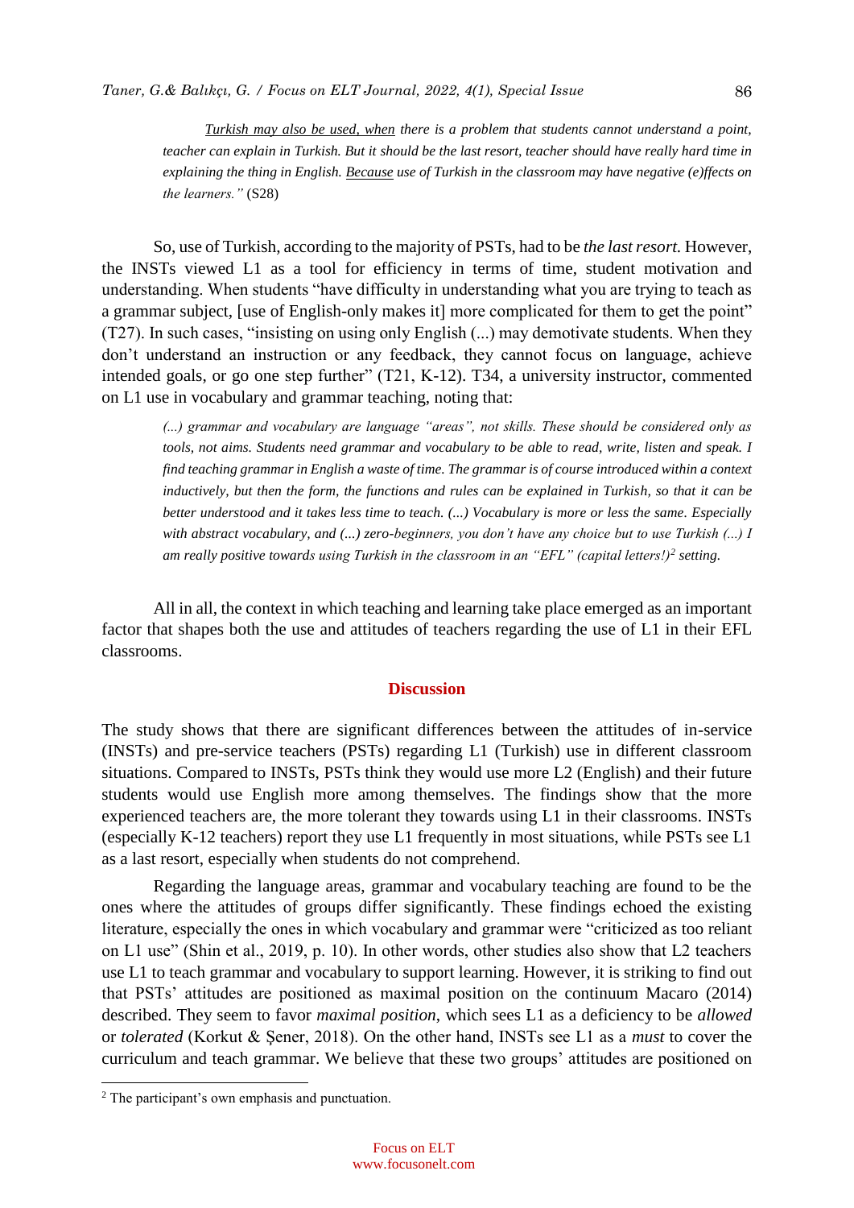*<u>Turkish may also be used, when</u> there is a problem that students cannot understand a point, teacher can explain in Turkish. But it should be the last resort, teacher should have really hard time in explaining the thing in English. <u>Because</u> use of Turkish in the classroom may have negative (e)ffects on the learners."* (S28)

So, use of Turkish, according to the majority of PSTs, had to be *the last resort.* However, the INSTs viewed L1 as a tool for efficiency in terms of time, student motivation and understanding. When students "have difficulty in understanding what you are trying to teach as a grammar subject, [use of English-only makes it] more complicated for them to get the point" (T27). In such cases, "insisting on using only English (...) may demotivate students. When they don't understand an instruction or any feedback, they cannot focus on language, achieve intended goals, or go one step further" (T21, K-12). T34, a university instructor, commented on L1 use in vocabulary and grammar teaching, noting that:

> *(...) grammar and vocabulary are language "areas", not skills. These should be considered only as tools, not aims. Students need grammar and vocabulary to be able to read, write, listen and speak. I find teaching grammar in English a waste of time. The grammar is of course introduced within a context inductively, but then the form, the functions and rules can be explained in Turkish, so that it can be better understood and it takes less time to teach. (...) Vocabulary is more or less the same. Especially with abstract vocabulary, and (...) zero-beginners, you don't have any choice but to use Turkish (...) I am really positive towards using Turkish in the classroom in an "EFL" (capital letters!)[2] setting.*

All in all, the context in which teaching and learning take place emerged as an important factor that shapes both the use and attitudes of teachers regarding the use of L1 in their EFL classrooms.

## Discussion

The study shows that there are significant differences between the attitudes of in-service (INSTs) and pre-service teachers (PSTs) regarding L1 (Turkish) use in different classroom situations. Compared to INSTs, PSTs think they would use more L2 (English) and their future students would use English more among themselves. The findings show that the more experienced teachers are, the more tolerant they towards using L1 in their classrooms. INSTs (especially K-12 teachers) report they use L1 frequently in most situations, while PSTs see L1 as a last resort, especially when students do not comprehend.

Regarding the language areas, grammar and vocabulary teaching are found to be the ones where the attitudes of groups differ significantly. These findings echoed the existing literature, especially the ones in which vocabulary and grammar were "criticized as too reliant on L1 use" (Shin et al., 2019, p. 10). In other words, other studies also show that L2 teachers use L1 to teach grammar and vocabulary to support learning. However, it is striking to find out that PSTs' attitudes are positioned as maximal position on the continuum Macaro (2014) described. They seem to favor *maximal position*, which sees L1 as a deficiency to be *allowed* or *tolerated* (Korkut & Şener, 2018). On the other hand, INSTs see L1 as a *must* to cover the curriculum and teach grammar. We believe that these two groups' attitudes are positioned on

---

[2] The participant's own emphasis and punctuation.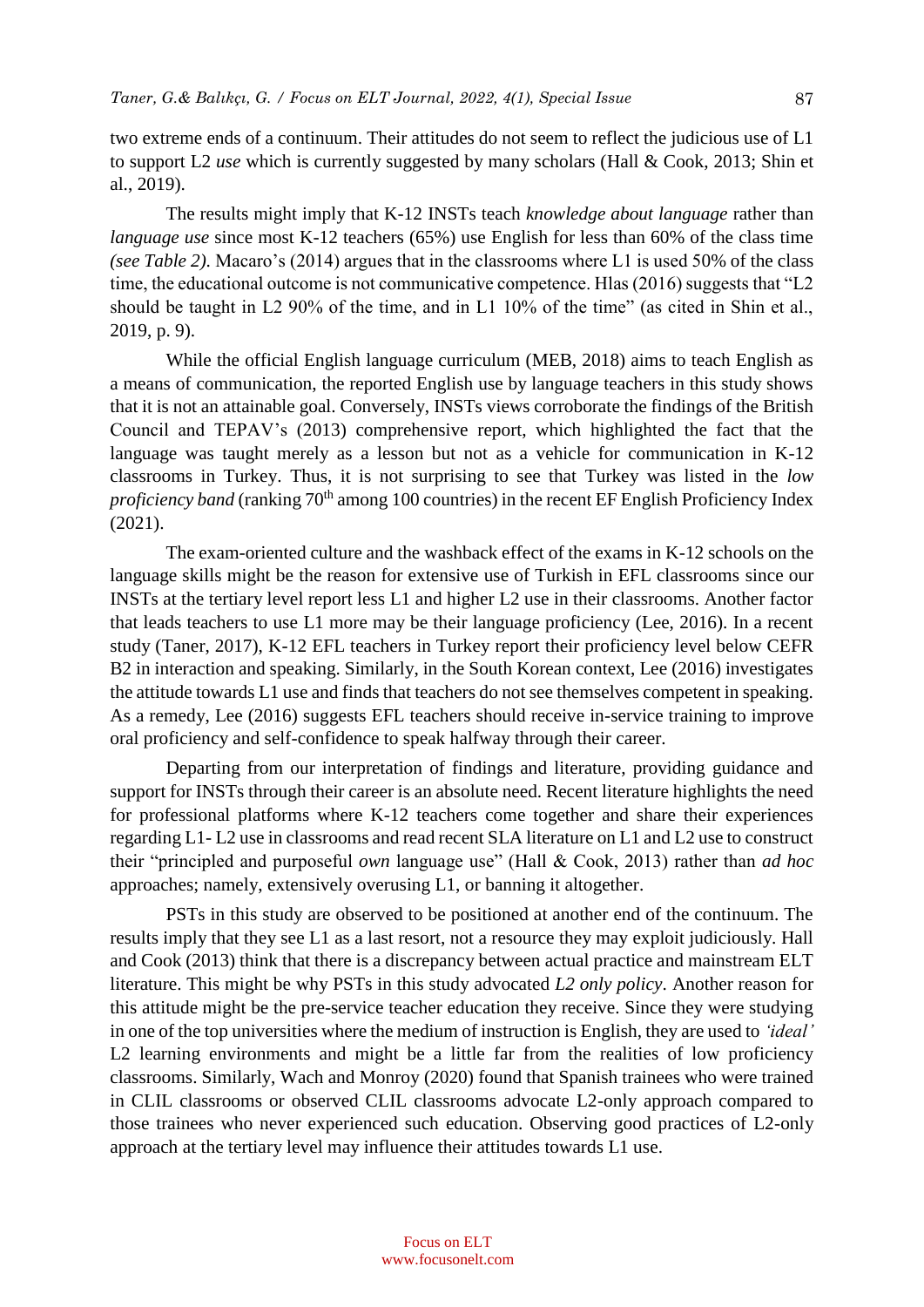two extreme ends of a continuum. Their attitudes do not seem to reflect the judicious use of L1 to support L2 *use* which is currently suggested by many scholars (Hall & Cook, 2013; Shin et al., 2019).

The results might imply that K-12 INSTs teach *knowledge about language* rather than *language use* since most K-12 teachers (65%) use English for less than 60% of the class time *(see Table 2).* Macaro's (2014) argues that in the classrooms where L1 is used 50% of the class time, the educational outcome is not communicative competence. Hlas (2016) suggests that "L2 should be taught in L2 90% of the time, and in L1 10% of the time" (as cited in Shin et al., 2019, p. 9).

While the official English language curriculum (MEB, 2018) aims to teach English as a means of communication, the reported English use by language teachers in this study shows that it is not an attainable goal. Conversely, INSTs views corroborate the findings of the British Council and TEPAV's (2013) comprehensive report, which highlighted the fact that the language was taught merely as a lesson but not as a vehicle for communication in K-12 classrooms in Turkey. Thus, it is not surprising to see that Turkey was listed in the *low proficiency band* (ranking 70th among 100 countries) in the recent EF English Proficiency Index (2021).

The exam-oriented culture and the washback effect of the exams in K-12 schools on the language skills might be the reason for extensive use of Turkish in EFL classrooms since our INSTs at the tertiary level report less L1 and higher L2 use in their classrooms. Another factor that leads teachers to use L1 more may be their language proficiency (Lee, 2016). In a recent study (Taner, 2017), K-12 EFL teachers in Turkey report their proficiency level below CEFR B2 in interaction and speaking. Similarly, in the South Korean context, Lee (2016) investigates the attitude towards L1 use and finds that teachers do not see themselves competent in speaking. As a remedy, Lee (2016) suggests EFL teachers should receive in-service training to improve oral proficiency and self-confidence to speak halfway through their career.

Departing from our interpretation of findings and literature, providing guidance and support for INSTs through their career is an absolute need. Recent literature highlights the need for professional platforms where K-12 teachers come together and share their experiences regarding L1- L2 use in classrooms and read recent SLA literature on L1 and L2 use to construct their "principled and purposeful *own* language use" (Hall & Cook, 2013) rather than *ad hoc* approaches; namely, extensively overusing L1, or banning it altogether.

PSTs in this study are observed to be positioned at another end of the continuum. The results imply that they see L1 as a last resort, not a resource they may exploit judiciously. Hall and Cook (2013) think that there is a discrepancy between actual practice and mainstream ELT literature. This might be why PSTs in this study advocated *L2 only policy*. Another reason for this attitude might be the pre-service teacher education they receive. Since they were studying in one of the top universities where the medium of instruction is English, they are used to *'ideal'* L2 learning environments and might be a little far from the realities of low proficiency classrooms. Similarly, Wach and Monroy (2020) found that Spanish trainees who were trained in CLIL classrooms or observed CLIL classrooms advocate L2-only approach compared to those trainees who never experienced such education. Observing good practices of L2-only approach at the tertiary level may influence their attitudes towards L1 use.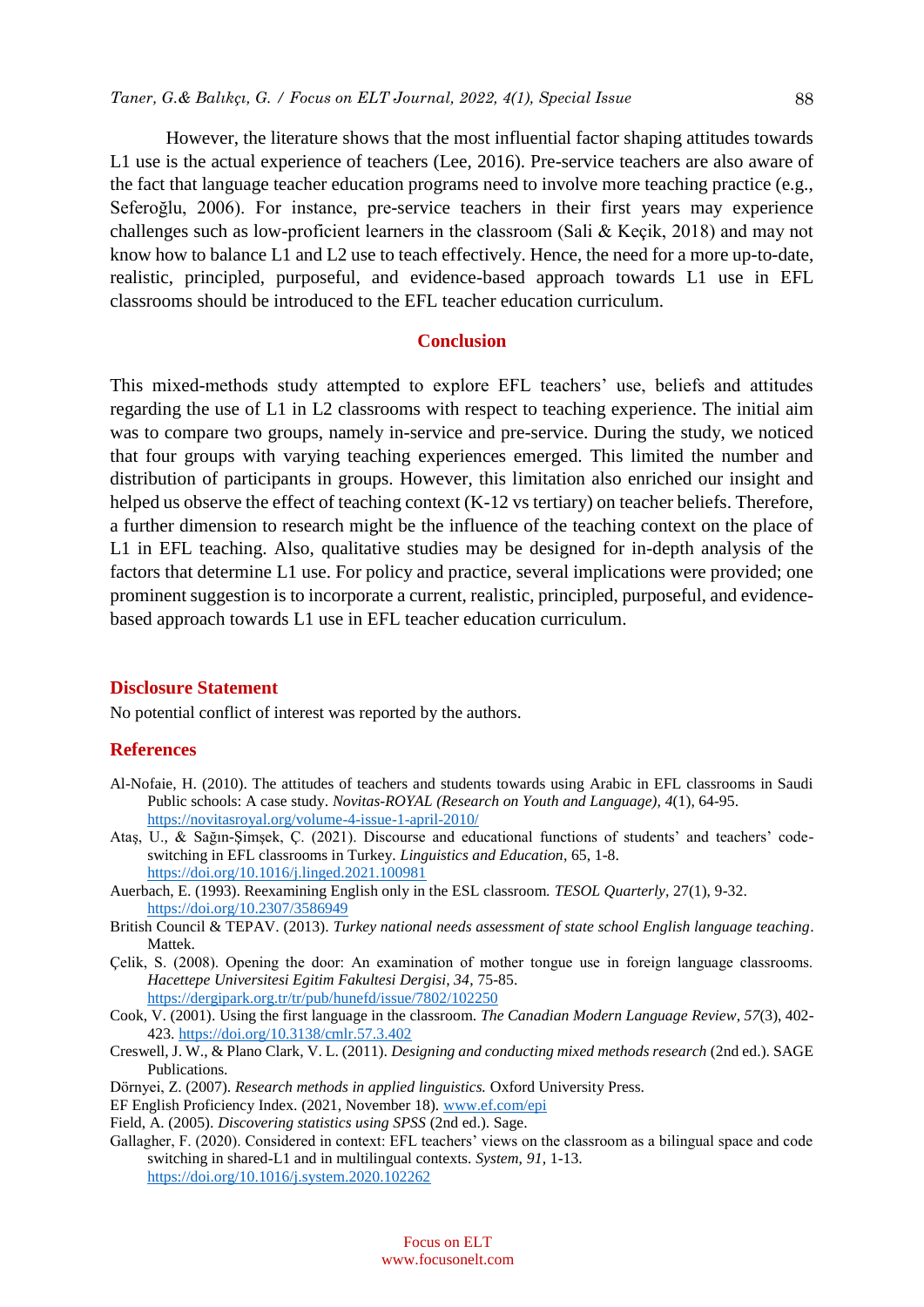However, the literature shows that the most influential factor shaping attitudes towards L1 use is the actual experience of teachers (Lee, 2016). Pre-service teachers are also aware of the fact that language teacher education programs need to involve more teaching practice (e.g., Seferoğlu, 2006). For instance, pre-service teachers in their first years may experience challenges such as low-proficient learners in the classroom (Sali & Keçik, 2018) and may not know how to balance L1 and L2 use to teach effectively. Hence, the need for a more up-to-date, realistic, principled, purposeful, and evidence-based approach towards L1 use in EFL classrooms should be introduced to the EFL teacher education curriculum.

## Conclusion

This mixed-methods study attempted to explore EFL teachers' use, beliefs and attitudes regarding the use of L1 in L2 classrooms with respect to teaching experience. The initial aim was to compare two groups, namely in-service and pre-service. During the study, we noticed that four groups with varying teaching experiences emerged. This limited the number and distribution of participants in groups. However, this limitation also enriched our insight and helped us observe the effect of teaching context (K-12 vs tertiary) on teacher beliefs. Therefore, a further dimension to research might be the influence of the teaching context on the place of L1 in EFL teaching. Also, qualitative studies may be designed for in-depth analysis of the factors that determine L1 use. For policy and practice, several implications were provided; one prominent suggestion is to incorporate a current, realistic, principled, purposeful, and evidence-based approach towards L1 use in EFL teacher education curriculum.

## Disclosure Statement

No potential conflict of interest was reported by the authors.

## References

Al-Nofaie, H. (2010). The attitudes of teachers and students towards using Arabic in EFL classrooms in Saudi Public schools: A case study. *Novitas-ROYAL (Research on Youth and Language), 4*(1), 64-95. https://novitasroyal.org/volume-4-issue-1-april-2010/

Ataş, U., & Sağın-Şimşek, Ç. (2021). Discourse and educational functions of students' and teachers' code-switching in EFL classrooms in Turkey. *Linguistics and Education*, 65, 1-8. https://doi.org/10.1016/j.linged.2021.100981

Auerbach, E. (1993). Reexamining English only in the ESL classroom. *TESOL Quarterly*, 27(1), 9-32. https://doi.org/10.2307/3586949

British Council & TEPAV. (2013). *Turkey national needs assessment of state school English language teaching*. Mattek.

Çelik, S. (2008). Opening the door: An examination of mother tongue use in foreign language classrooms. *Hacettepe Universitesi Egitim Fakultesi Dergisi, 34*, 75-85. https://dergipark.org.tr/tr/pub/hunefd/issue/7802/102250

Cook, V. (2001). Using the first language in the classroom. *The Canadian Modern Language Review, 57*(3), 402-423. https://doi.org/10.3138/cmlr.57.3.402

Creswell, J. W., & Plano Clark, V. L. (2011). *Designing and conducting mixed methods research* (2nd ed.). SAGE Publications.

Dörnyei, Z. (2007). *Research methods in applied linguistics.* Oxford University Press.

EF English Proficiency Index. (2021, November 18). www.ef.com/epi

Field, A. (2005). *Discovering statistics using SPSS* (2nd ed.). Sage.

Gallagher, F. (2020). Considered in context: EFL teachers' views on the classroom as a bilingual space and code switching in shared-L1 and in multilingual contexts. *System, 91*, 1-13. https://doi.org/10.1016/j.system.2020.102262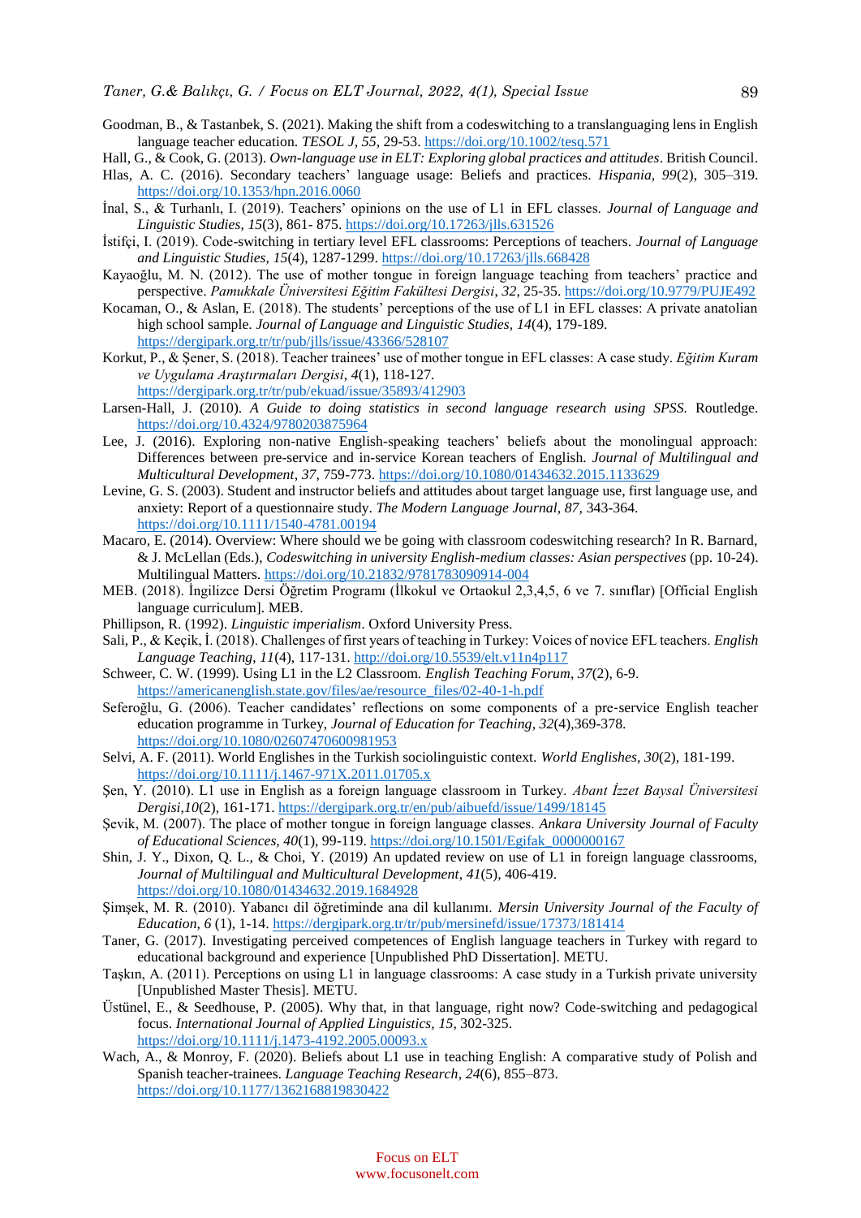Goodman, B., & Tastanbek, S. (2021). Making the shift from a codeswitching to a translanguaging lens in English language teacher education. *TESOL J, 55*, 29-53. https://doi.org/10.1002/tesq.571

Hall, G., & Cook, G. (2013). *Own-language use in ELT: Exploring global practices and attitudes*. British Council.

Hlas, A. C. (2016). Secondary teachers' language usage: Beliefs and practices. *Hispania, 99*(2), 305–319. https://doi.org/10.1353/hpn.2016.0060

İnal, S., & Turhanlı, I. (2019). Teachers' opinions on the use of L1 in EFL classes. *Journal of Language and Linguistic Studies*, *15*(3), 861- 875. https://doi.org/10.17263/jlls.631526

İstifçi, I. (2019). Code-switching in tertiary level EFL classrooms: Perceptions of teachers. *Journal of Language and Linguistic Studies*, *15*(4), 1287-1299. https://doi.org/10.17263/jlls.668428

Kayaoğlu, M. N. (2012). The use of mother tongue in foreign language teaching from teachers' practice and perspective. *Pamukkale Üniversitesi Eğitim Fakültesi Dergisi*, *32*, 25-35. https://doi.org/10.9779/PUJE492

Kocaman, O., & Aslan, E. (2018). The students' perceptions of the use of L1 in EFL classes: A private anatolian high school sample. *Journal of Language and Linguistic Studies, 14*(4), 179-189. https://dergipark.org.tr/tr/pub/jlls/issue/43366/528107

Korkut, P., & Şener, S. (2018). Teacher trainees' use of mother tongue in EFL classes: A case study. *Eğitim Kuram ve Uygulama Araştırmaları Dergisi*, *4*(1), 118-127. https://dergipark.org.tr/tr/pub/ekuad/issue/35893/412903

Larsen-Hall, J. (2010). *A Guide to doing statistics in second language research using SPSS.* Routledge. https://doi.org/10.4324/9780203875964

Lee, J. (2016). Exploring non-native English-speaking teachers' beliefs about the monolingual approach: Differences between pre-service and in-service Korean teachers of English. *Journal of Multilingual and Multicultural Development*, *37*, 759-773. https://doi.org/10.1080/01434632.2015.1133629

Levine, G. S. (2003). Student and instructor beliefs and attitudes about target language use, first language use, and anxiety: Report of a questionnaire study. *The Modern Language Journal, 87*, 343-364. https://doi.org/10.1111/1540-4781.00194

Macaro, E. (2014). Overview: Where should we be going with classroom codeswitching research? In R. Barnard, & J. McLellan (Eds.), *Codeswitching in university English-medium classes: Asian perspectives* (pp. 10-24). Multilingual Matters. https://doi.org/10.21832/9781783090914-004

MEB. (2018). İngilizce Dersi Öğretim Programı (İlkokul ve Ortaokul 2,3,4,5, 6 ve 7. sınıflar) [Official English language curriculum]. MEB.

Phillipson, R. (1992). *Linguistic imperialism*. Oxford University Press.

Sali, P., & Keçik, İ. (2018). Challenges of first years of teaching in Turkey: Voices of novice EFL teachers. *English Language Teaching*, *11*(4), 117-131. http://doi.org/10.5539/elt.v11n4p117

Schweer, C. W. (1999). Using L1 in the L2 Classroom. *English Teaching Forum*, *37*(2), 6-9. https://americanenglish.state.gov/files/ae/resource_files/02-40-1-h.pdf

Seferoğlu, G. (2006). Teacher candidates' reflections on some components of a pre-service English teacher education programme in Turkey, *Journal of Education for Teaching*, *32*(4),369-378. https://doi.org/10.1080/02607470600981953

Selvi, A. F. (2011). World Englishes in the Turkish sociolinguistic context. *World Englishes*, *30*(2), 181-199. https://doi.org/10.1111/j.1467-971X.2011.01705.x

Şen, Y. (2010). L1 use in English as a foreign language classroom in Turkey. *Abant İzzet Baysal Üniversitesi Dergisi,10*(2), 161-171. https://dergipark.org.tr/en/pub/aibuefd/issue/1499/18145

Şevik, M. (2007). The place of mother tongue in foreign language classes. *Ankara University Journal of Faculty of Educational Sciences, 40*(1), 99-119. https://doi.org/10.1501/Egifak_0000000167

Shin, J. Y., Dixon, Q. L., & Choi, Y. (2019) An updated review on use of L1 in foreign language classrooms, *Journal of Multilingual and Multicultural Development*, *41*(5), 406-419. https://doi.org/10.1080/01434632.2019.1684928

Şimşek, M. R. (2010). Yabancı dil öğretiminde ana dil kullanımı. *Mersin University Journal of the Faculty of Education*, *6* (1), 1-14. https://dergipark.org.tr/tr/pub/mersinefd/issue/17373/181414

Taner, G. (2017). Investigating perceived competences of English language teachers in Turkey with regard to educational background and experience [Unpublished PhD Dissertation]. METU.

Taşkın, A. (2011). Perceptions on using L1 in language classrooms: A case study in a Turkish private university [Unpublished Master Thesis]. METU.

Üstünel, E., & Seedhouse, P. (2005). Why that, in that language, right now? Code-switching and pedagogical focus. *International Journal of Applied Linguistics, 15*, 302-325. https://doi.org/10.1111/j.1473-4192.2005.00093.x

Wach, A., & Monroy, F. (2020). Beliefs about L1 use in teaching English: A comparative study of Polish and Spanish teacher-trainees. *Language Teaching Research*, *24*(6), 855–873. https://doi.org/10.1177/1362168819830422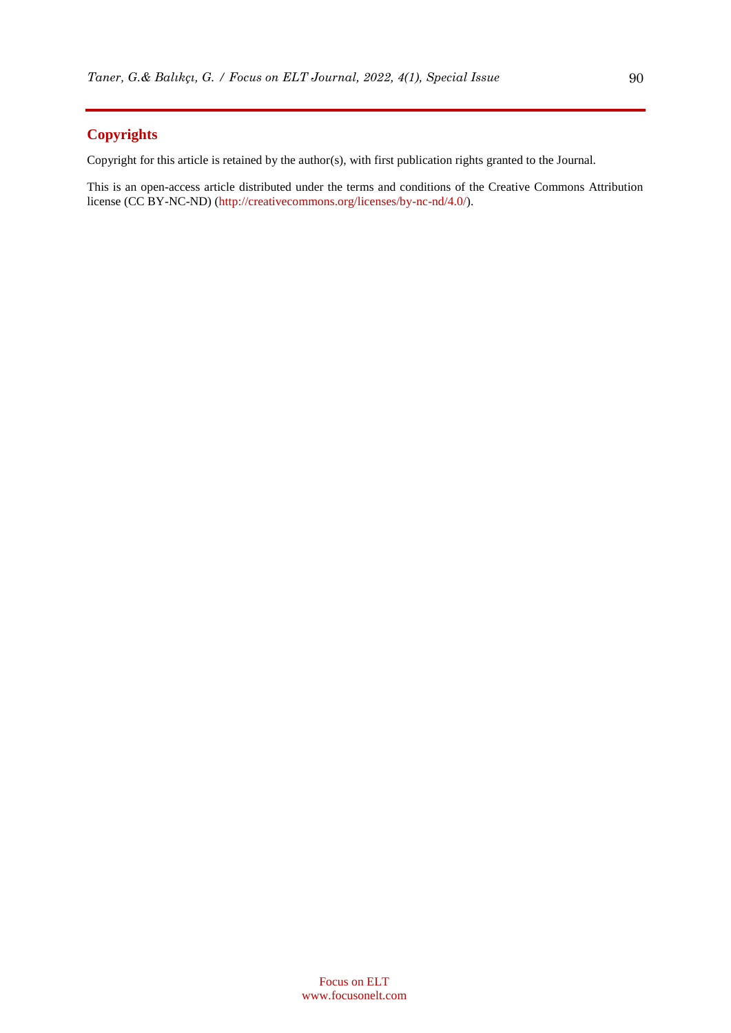## Copyrights

Copyright for this article is retained by the author(s), with first publication rights granted to the Journal.

This is an open-access article distributed under the terms and conditions of the Creative Commons Attribution license (CC BY-NC-ND) (http://creativecommons.org/licenses/by-nc-nd/4.0/).